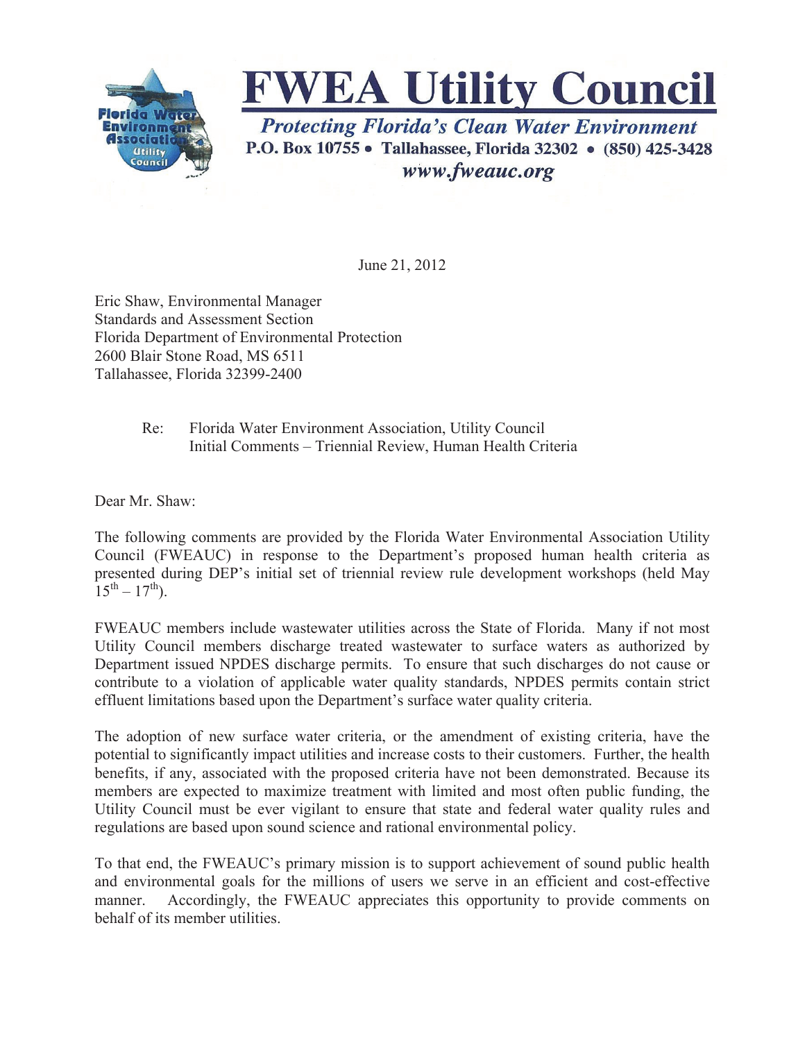# FWEA Utility Council

*Protecting Florida's Clean Water Environment*

**P.O. Box 10755 • Tallahassee, Florida 32302 • (850) 425-3428**

*www.fweauc.org*

June 21, 2012

Eric Shaw, Environmental Manager
Standards and Assessment Section
Florida Department of Environmental Protection
2600 Blair Stone Road, MS 6511
Tallahassee, Florida 32399-2400

Re: Florida Water Environment Association, Utility Council
Initial Comments – Triennial Review, Human Health Criteria

Dear Mr. Shaw:

The following comments are provided by the Florida Water Environmental Association Utility Council (FWEAUC) in response to the Department's proposed human health criteria as presented during DEP's initial set of triennial review rule development workshops (held May 15th – 17th).

FWEAUC members include wastewater utilities across the State of Florida. Many if not most Utility Council members discharge treated wastewater to surface waters as authorized by Department issued NPDES discharge permits. To ensure that such discharges do not cause or contribute to a violation of applicable water quality standards, NPDES permits contain strict effluent limitations based upon the Department's surface water quality criteria.

The adoption of new surface water criteria, or the amendment of existing criteria, have the potential to significantly impact utilities and increase costs to their customers. Further, the health benefits, if any, associated with the proposed criteria have not been demonstrated. Because its members are expected to maximize treatment with limited and most often public funding, the Utility Council must be ever vigilant to ensure that state and federal water quality rules and regulations are based upon sound science and rational environmental policy.

To that end, the FWEAUC's primary mission is to support achievement of sound public health and environmental goals for the millions of users we serve in an efficient and cost-effective manner. Accordingly, the FWEAUC appreciates this opportunity to provide comments on behalf of its member utilities.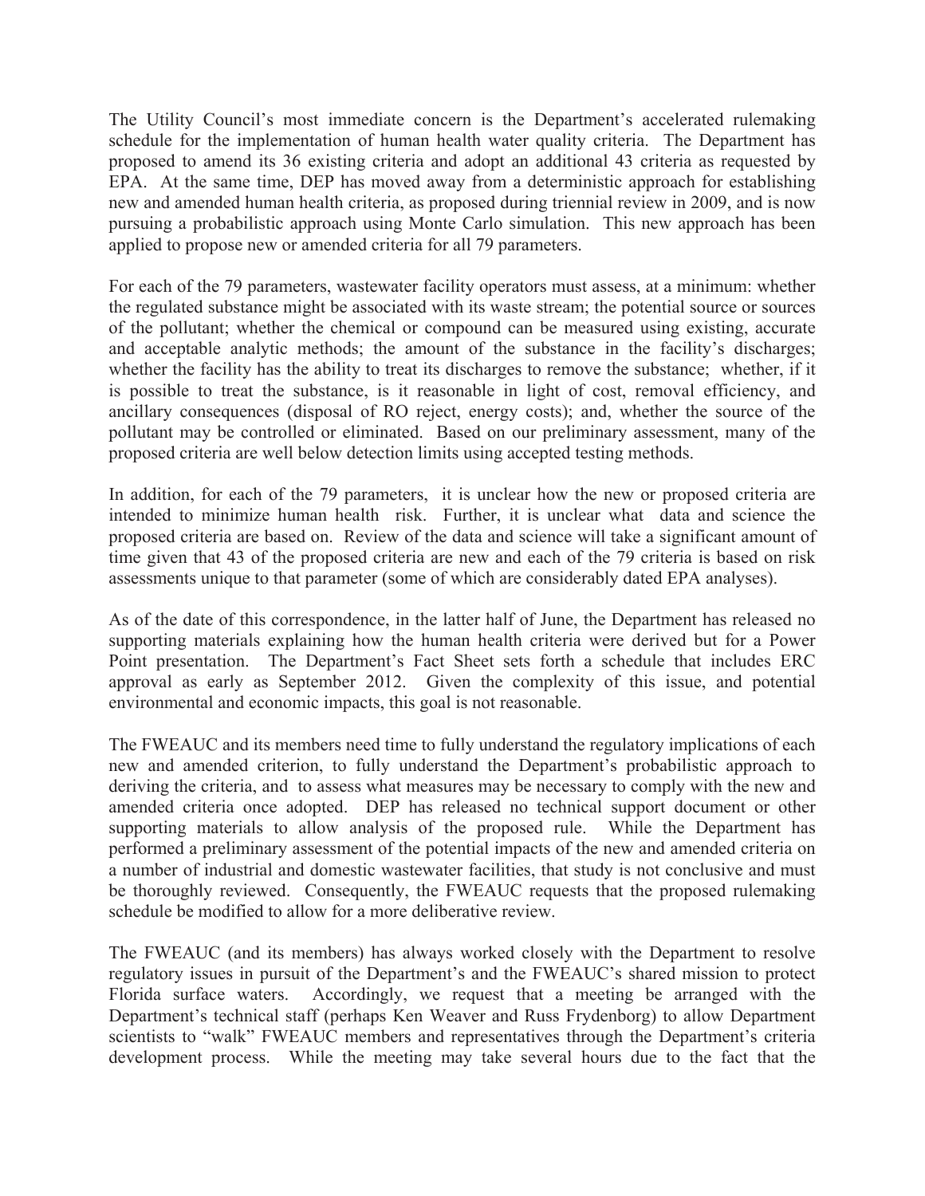The Utility Council's most immediate concern is the Department's accelerated rulemaking schedule for the implementation of human health water quality criteria. The Department has proposed to amend its 36 existing criteria and adopt an additional 43 criteria as requested by EPA. At the same time, DEP has moved away from a deterministic approach for establishing new and amended human health criteria, as proposed during triennial review in 2009, and is now pursuing a probabilistic approach using Monte Carlo simulation. This new approach has been applied to propose new or amended criteria for all 79 parameters.

For each of the 79 parameters, wastewater facility operators must assess, at a minimum: whether the regulated substance might be associated with its waste stream; the potential source or sources of the pollutant; whether the chemical or compound can be measured using existing, accurate and acceptable analytic methods; the amount of the substance in the facility's discharges; whether the facility has the ability to treat its discharges to remove the substance; whether, if it is possible to treat the substance, is it reasonable in light of cost, removal efficiency, and ancillary consequences (disposal of RO reject, energy costs); and, whether the source of the pollutant may be controlled or eliminated. Based on our preliminary assessment, many of the proposed criteria are well below detection limits using accepted testing methods.

In addition, for each of the 79 parameters, it is unclear how the new or proposed criteria are intended to minimize human health risk. Further, it is unclear what data and science the proposed criteria are based on. Review of the data and science will take a significant amount of time given that 43 of the proposed criteria are new and each of the 79 criteria is based on risk assessments unique to that parameter (some of which are considerably dated EPA analyses).

As of the date of this correspondence, in the latter half of June, the Department has released no supporting materials explaining how the human health criteria were derived but for a Power Point presentation. The Department's Fact Sheet sets forth a schedule that includes ERC approval as early as September 2012. Given the complexity of this issue, and potential environmental and economic impacts, this goal is not reasonable.

The FWEAUC and its members need time to fully understand the regulatory implications of each new and amended criterion, to fully understand the Department's probabilistic approach to deriving the criteria, and to assess what measures may be necessary to comply with the new and amended criteria once adopted. DEP has released no technical support document or other supporting materials to allow analysis of the proposed rule. While the Department has performed a preliminary assessment of the potential impacts of the new and amended criteria on a number of industrial and domestic wastewater facilities, that study is not conclusive and must be thoroughly reviewed. Consequently, the FWEAUC requests that the proposed rulemaking schedule be modified to allow for a more deliberative review.

The FWEAUC (and its members) has always worked closely with the Department to resolve regulatory issues in pursuit of the Department's and the FWEAUC's shared mission to protect Florida surface waters. Accordingly, we request that a meeting be arranged with the Department's technical staff (perhaps Ken Weaver and Russ Frydenborg) to allow Department scientists to "walk" FWEAUC members and representatives through the Department's criteria development process. While the meeting may take several hours due to the fact that the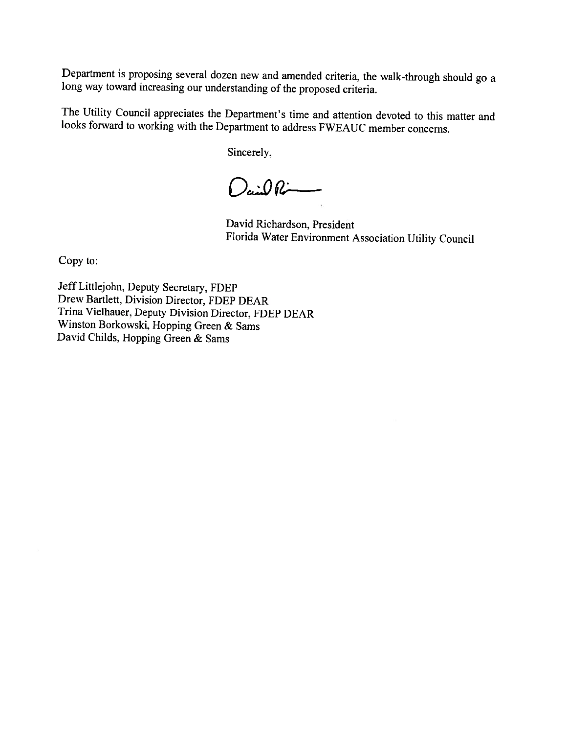Department is proposing several dozen new and amended criteria, the walk-through should go a long way toward increasing our understanding of the proposed criteria.

The Utility Council appreciates the Department's time and attention devoted to this matter and looks forward to working with the Department to address FWEAUC member concerns.

Sincerely,

David Richardson, President
Florida Water Environment Association Utility Council

Copy to:

Jeff Littlejohn, Deputy Secretary, FDEP
Drew Bartlett, Division Director, FDEP DEAR
Trina Vielhauer, Deputy Division Director, FDEP DEAR
Winston Borkowski, Hopping Green & Sams
David Childs, Hopping Green & Sams